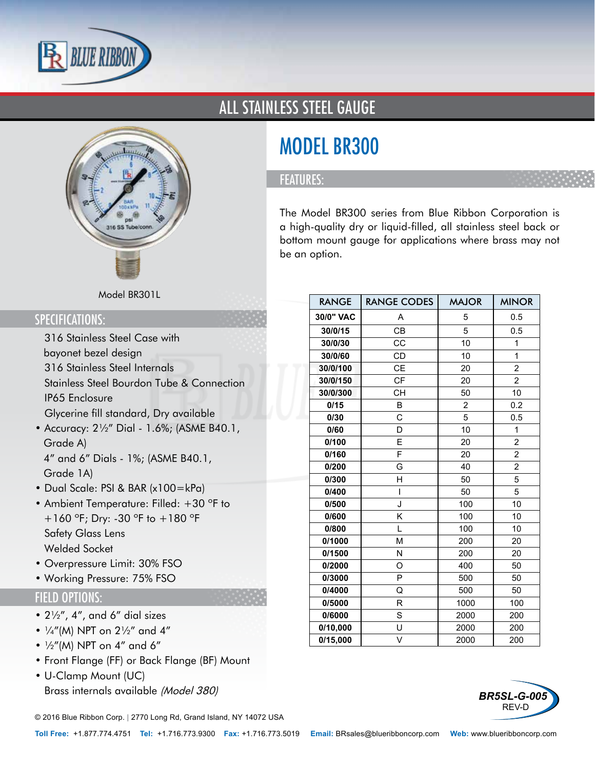# ALL STAINLESS STEEL GAUGE

# MODEL BR300

Model BR301L

## SPECIFICATIONS:

316 Stainless Steel Case with bayonet bezel design
316 Stainless Steel Internals
Stainless Steel Bourdon Tube & Connection
IP65 Enclosure
Glycerine fill standard, Dry available

- Accuracy: 2½" Dial - 1.6%; (ASME B40.1, Grade A)
  4" and 6" Dials - 1%; (ASME B40.1, Grade 1A)
- Dual Scale: PSI & BAR (x100=kPa)
- Ambient Temperature: Filled: +30 °F to +160 °F; Dry: -30 °F to +180 °F
  Safety Glass Lens
  Welded Socket
- Overpressure Limit: 30% FSO
- Working Pressure: 75% FSO

## FIELD OPTIONS:

- 2½", 4", and 6" dial sizes
- ¼"(M) NPT on 2½" and 4"
- ½"(M) NPT on 4" and 6"
- Front Flange (FF) or Back Flange (BF) Mount
- U-Clamp Mount (UC)
  Brass internals available *(Model 380)*

## FEATURES:

The Model BR300 series from Blue Ribbon Corporation is a high-quality dry or liquid-filled, all stainless steel back or bottom mount gauge for applications where brass may not be an option.

| RANGE | RANGE CODES | MAJOR | MINOR |
|---|---|---|---|
| 30/0" VAC | A | 5 | 0.5 |
| 30/0/15 | CB | 5 | 0.5 |
| 30/0/30 | CC | 10 | 1 |
| 30/0/60 | CD | 10 | 1 |
| 30/0/100 | CE | 20 | 2 |
| 30/0/150 | CF | 20 | 2 |
| 30/0/300 | CH | 50 | 10 |
| 0/15 | B | 2 | 0.2 |
| 0/30 | C | 5 | 0.5 |
| 0/60 | D | 10 | 1 |
| 0/100 | E | 20 | 2 |
| 0/160 | F | 20 | 2 |
| 0/200 | G | 40 | 2 |
| 0/300 | H | 50 | 5 |
| 0/400 | I | 50 | 5 |
| 0/500 | J | 100 | 10 |
| 0/600 | K | 100 | 10 |
| 0/800 | L | 100 | 10 |
| 0/1000 | M | 200 | 20 |
| 0/1500 | N | 200 | 20 |
| 0/2000 | O | 400 | 50 |
| 0/3000 | P | 500 | 50 |
| 0/4000 | Q | 500 | 50 |
| 0/5000 | R | 1000 | 100 |
| 0/6000 | S | 2000 | 200 |
| 0/10,000 | U | 2000 | 200 |
| 0/15,000 | V | 2000 | 200 |

BR5SL-G-005 REV-D

© 2016 Blue Ribbon Corp. | 2770 Long Rd, Grand Island, NY 14072 USA

**Toll Free:** +1.877.774.4751 **Tel:** +1.716.773.9300 **Fax:** +1.716.773.5019 **Email:** BRsales@blueribboncorp.com **Web:** www.blueribboncorp.com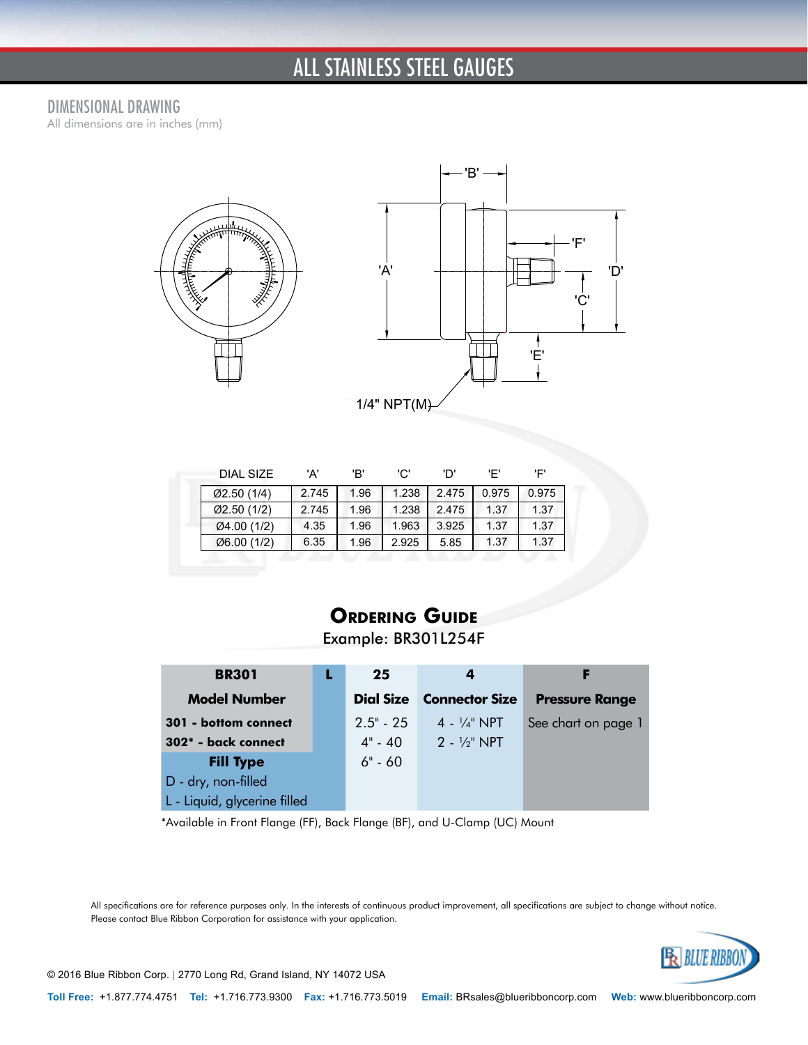# ALL STAINLESS STEEL GAUGES

## DIMENSIONAL DRAWING

All dimensions are in inches (mm)

'B'
'F'
'A'
'D'
'C'
'E'
1/4" NPT(M)

| DIAL SIZE | 'A' | 'B' | 'C' | 'D' | 'E' | 'F' |
|---|---|---|---|---|---|---|
| Ø2.50 (1/4) | 2.745 | 1.96 | 1.238 | 2.475 | 0.975 | 0.975 |
| Ø2.50 (1/2) | 2.745 | 1.96 | 1.238 | 2.475 | 1.37 | 1.37 |
| Ø4.00 (1/2) | 4.35 | 1.96 | 1.963 | 3.925 | 1.37 | 1.37 |
| Ø6.00 (1/2) | 6.35 | 1.96 | 2.925 | 5.85 | 1.37 | 1.37 |

## Ordering Guide

Example: BR301L254F

| BR301 | L | 25 | 4 | F |
|---|---|---|---|---|
| **Model Number** | | **Dial Size** | **Connector Size** | **Pressure Range** |
| **301 - bottom connect** | | 2.5" - 25 | 4 - ¼" NPT | See chart on page 1 |
| **302* - back connect** | | 4" - 40 | 2 - ½" NPT | |
| **Fill Type** | | 6" - 60 | | |
| D - dry, non-filled | | | | |
| L - Liquid, glycerine filled | | | | |

*Available in Front Flange (FF), Back Flange (BF), and U-Clamp (UC) Mount

All specifications are for reference purposes only. In the interests of continuous product improvement, all specifications are subject to change without notice. Please contact Blue Ribbon Corporation for assistance with your application.

© 2016 Blue Ribbon Corp. | 2770 Long Rd, Grand Island, NY 14072 USA

**Toll Free:** +1.877.774.4751 **Tel:** +1.716.773.9300 **Fax:** +1.716.773.5019 **Email:** BRsales@blueribboncorp.com **Web:** www.blueribboncorp.com